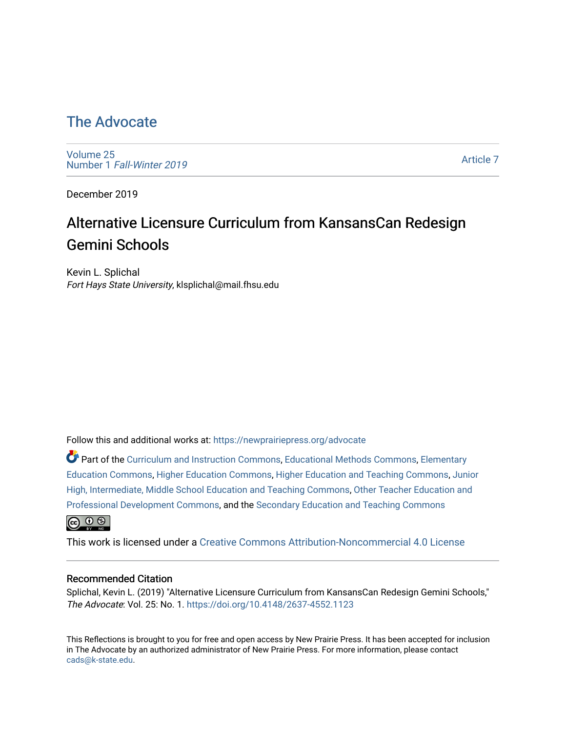# The Advocate

Volume 25
Number 1 *Fall-Winter 2019*

Article 7

December 2019

## Alternative Licensure Curriculum from KansansCan Redesign Gemini Schools

Kevin L. Splichal
*Fort Hays State University*, klsplichal@mail.fhsu.edu

Follow this and additional works at: https://newprairiepress.org/advocate

Part of the Curriculum and Instruction Commons, Educational Methods Commons, Elementary Education Commons, Higher Education Commons, Higher Education and Teaching Commons, Junior High, Intermediate, Middle School Education and Teaching Commons, Other Teacher Education and Professional Development Commons, and the Secondary Education and Teaching Commons

This work is licensed under a Creative Commons Attribution-Noncommercial 4.0 License

### Recommended Citation

Splichal, Kevin L. (2019) "Alternative Licensure Curriculum from KansansCan Redesign Gemini Schools," *The Advocate*: Vol. 25: No. 1. https://doi.org/10.4148/2637-4552.1123

This Reflections is brought to you for free and open access by New Prairie Press. It has been accepted for inclusion in The Advocate by an authorized administrator of New Prairie Press. For more information, please contact cads@k-state.edu.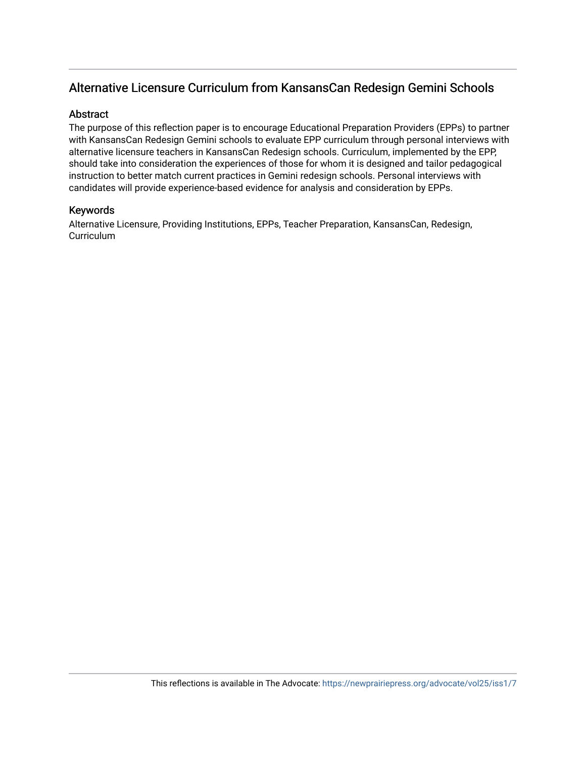## Alternative Licensure Curriculum from KansansCan Redesign Gemini Schools

### Abstract

The purpose of this reflection paper is to encourage Educational Preparation Providers (EPPs) to partner with KansansCan Redesign Gemini schools to evaluate EPP curriculum through personal interviews with alternative licensure teachers in KansansCan Redesign schools. Curriculum, implemented by the EPP, should take into consideration the experiences of those for whom it is designed and tailor pedagogical instruction to better match current practices in Gemini redesign schools. Personal interviews with candidates will provide experience-based evidence for analysis and consideration by EPPs.

### Keywords

Alternative Licensure, Providing Institutions, EPPs, Teacher Preparation, KansansCan, Redesign, Curriculum

This reflections is available in The Advocate: https://newprairiepress.org/advocate/vol25/iss1/7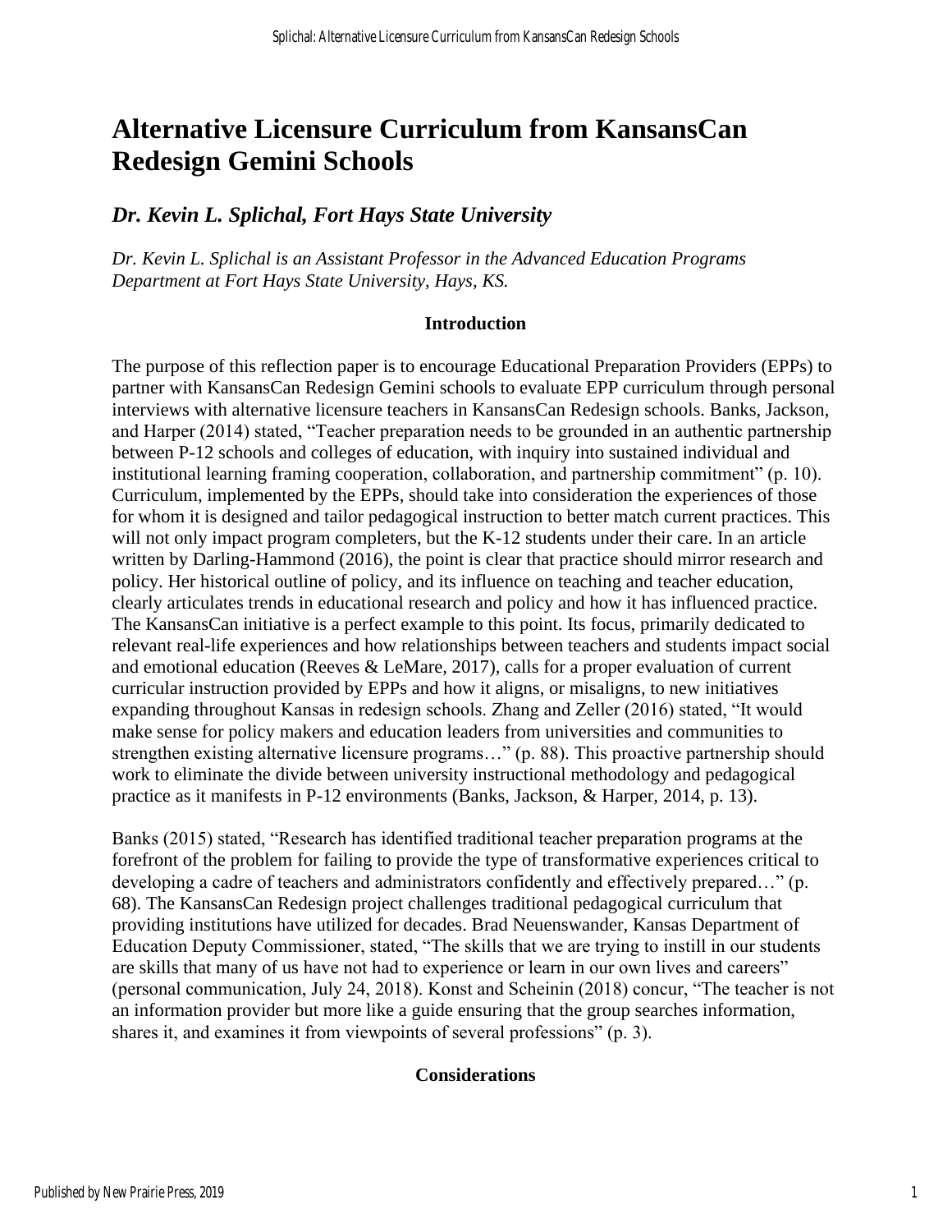# Alternative Licensure Curriculum from KansansCan Redesign Gemini Schools

## *Dr. Kevin L. Splichal, Fort Hays State University*

*Dr. Kevin L. Splichal is an Assistant Professor in the Advanced Education Programs Department at Fort Hays State University, Hays, KS.*

### Introduction

The purpose of this reflection paper is to encourage Educational Preparation Providers (EPPs) to partner with KansansCan Redesign Gemini schools to evaluate EPP curriculum through personal interviews with alternative licensure teachers in KansansCan Redesign schools. Banks, Jackson, and Harper (2014) stated, "Teacher preparation needs to be grounded in an authentic partnership between P-12 schools and colleges of education, with inquiry into sustained individual and institutional learning framing cooperation, collaboration, and partnership commitment" (p. 10). Curriculum, implemented by the EPPs, should take into consideration the experiences of those for whom it is designed and tailor pedagogical instruction to better match current practices. This will not only impact program completers, but the K-12 students under their care. In an article written by Darling-Hammond (2016), the point is clear that practice should mirror research and policy. Her historical outline of policy, and its influence on teaching and teacher education, clearly articulates trends in educational research and policy and how it has influenced practice. The KansansCan initiative is a perfect example to this point. Its focus, primarily dedicated to relevant real-life experiences and how relationships between teachers and students impact social and emotional education (Reeves & LeMare, 2017), calls for a proper evaluation of current curricular instruction provided by EPPs and how it aligns, or misaligns, to new initiatives expanding throughout Kansas in redesign schools. Zhang and Zeller (2016) stated, "It would make sense for policy makers and education leaders from universities and communities to strengthen existing alternative licensure programs…" (p. 88). This proactive partnership should work to eliminate the divide between university instructional methodology and pedagogical practice as it manifests in P-12 environments (Banks, Jackson, & Harper, 2014, p. 13).

Banks (2015) stated, "Research has identified traditional teacher preparation programs at the forefront of the problem for failing to provide the type of transformative experiences critical to developing a cadre of teachers and administrators confidently and effectively prepared…" (p. 68). The KansansCan Redesign project challenges traditional pedagogical curriculum that providing institutions have utilized for decades. Brad Neuenswander, Kansas Department of Education Deputy Commissioner, stated, "The skills that we are trying to instill in our students are skills that many of us have not had to experience or learn in our own lives and careers" (personal communication, July 24, 2018). Konst and Scheinin (2018) concur, "The teacher is not an information provider but more like a guide ensuring that the group searches information, shares it, and examines it from viewpoints of several professions" (p. 3).

### Considerations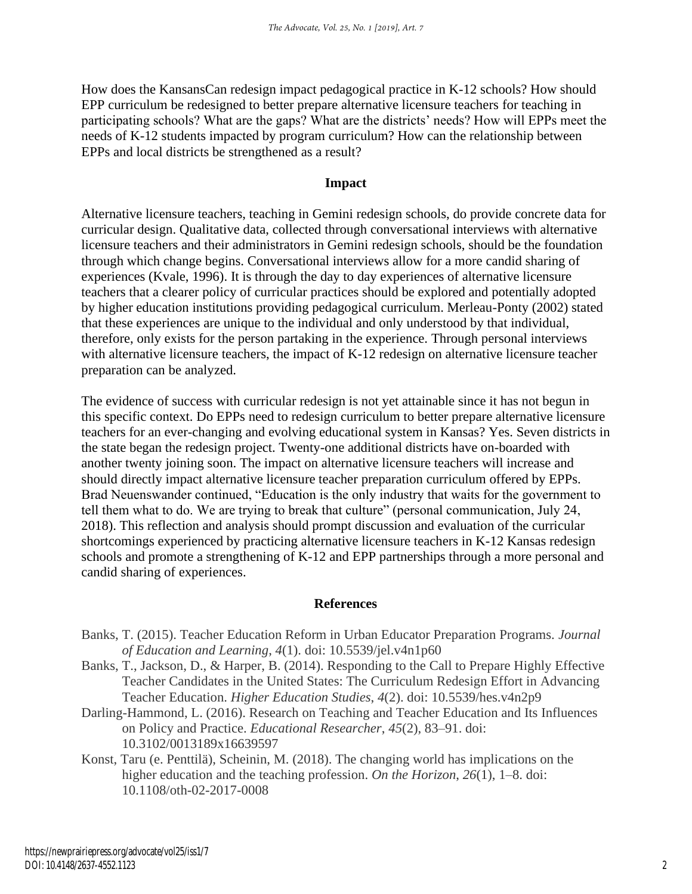How does the KansansCan redesign impact pedagogical practice in K-12 schools? How should EPP curriculum be redesigned to better prepare alternative licensure teachers for teaching in participating schools? What are the gaps? What are the districts' needs? How will EPPs meet the needs of K-12 students impacted by program curriculum? How can the relationship between EPPs and local districts be strengthened as a result?

## Impact

Alternative licensure teachers, teaching in Gemini redesign schools, do provide concrete data for curricular design. Qualitative data, collected through conversational interviews with alternative licensure teachers and their administrators in Gemini redesign schools, should be the foundation through which change begins. Conversational interviews allow for a more candid sharing of experiences (Kvale, 1996). It is through the day to day experiences of alternative licensure teachers that a clearer policy of curricular practices should be explored and potentially adopted by higher education institutions providing pedagogical curriculum. Merleau-Ponty (2002) stated that these experiences are unique to the individual and only understood by that individual, therefore, only exists for the person partaking in the experience. Through personal interviews with alternative licensure teachers, the impact of K-12 redesign on alternative licensure teacher preparation can be analyzed.

The evidence of success with curricular redesign is not yet attainable since it has not begun in this specific context. Do EPPs need to redesign curriculum to better prepare alternative licensure teachers for an ever-changing and evolving educational system in Kansas? Yes. Seven districts in the state began the redesign project. Twenty-one additional districts have on-boarded with another twenty joining soon. The impact on alternative licensure teachers will increase and should directly impact alternative licensure teacher preparation curriculum offered by EPPs. Brad Neuenswander continued, "Education is the only industry that waits for the government to tell them what to do. We are trying to break that culture" (personal communication, July 24, 2018). This reflection and analysis should prompt discussion and evaluation of the curricular shortcomings experienced by practicing alternative licensure teachers in K-12 Kansas redesign schools and promote a strengthening of K-12 and EPP partnerships through a more personal and candid sharing of experiences.

## References

Banks, T. (2015). Teacher Education Reform in Urban Educator Preparation Programs. *Journal of Education and Learning*, *4*(1). doi: 10.5539/jel.v4n1p60

Banks, T., Jackson, D., & Harper, B. (2014). Responding to the Call to Prepare Highly Effective Teacher Candidates in the United States: The Curriculum Redesign Effort in Advancing Teacher Education. *Higher Education Studies*, *4*(2). doi: 10.5539/hes.v4n2p9

Darling-Hammond, L. (2016). Research on Teaching and Teacher Education and Its Influences on Policy and Practice. *Educational Researcher*, *45*(2), 83–91. doi: 10.3102/0013189x16639597

Konst, Taru (e. Penttilä), Scheinin, M. (2018). The changing world has implications on the higher education and the teaching profession. *On the Horizon*, *26*(1), 1–8. doi: 10.1108/oth-02-2017-0008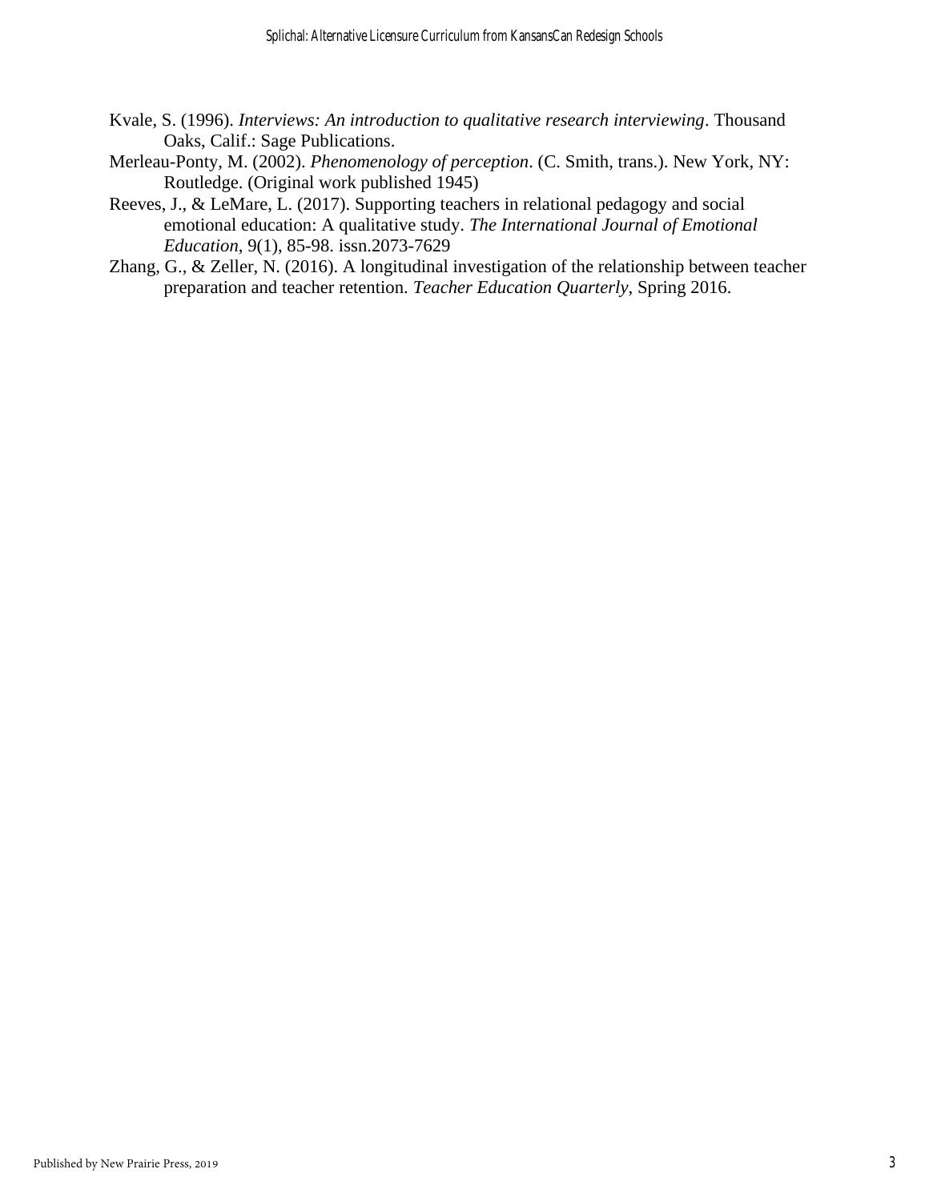Kvale, S. (1996). *Interviews: An introduction to qualitative research interviewing*. Thousand Oaks, Calif.: Sage Publications.

Merleau-Ponty, M. (2002). *Phenomenology of perception*. (C. Smith, trans.). New York, NY: Routledge. (Original work published 1945)

Reeves, J., & LeMare, L. (2017). Supporting teachers in relational pedagogy and social emotional education: A qualitative study. *The International Journal of Emotional Education*, 9(1), 85-98. issn.2073-7629

Zhang, G., & Zeller, N. (2016). A longitudinal investigation of the relationship between teacher preparation and teacher retention. *Teacher Education Quarterly*, Spring 2016.